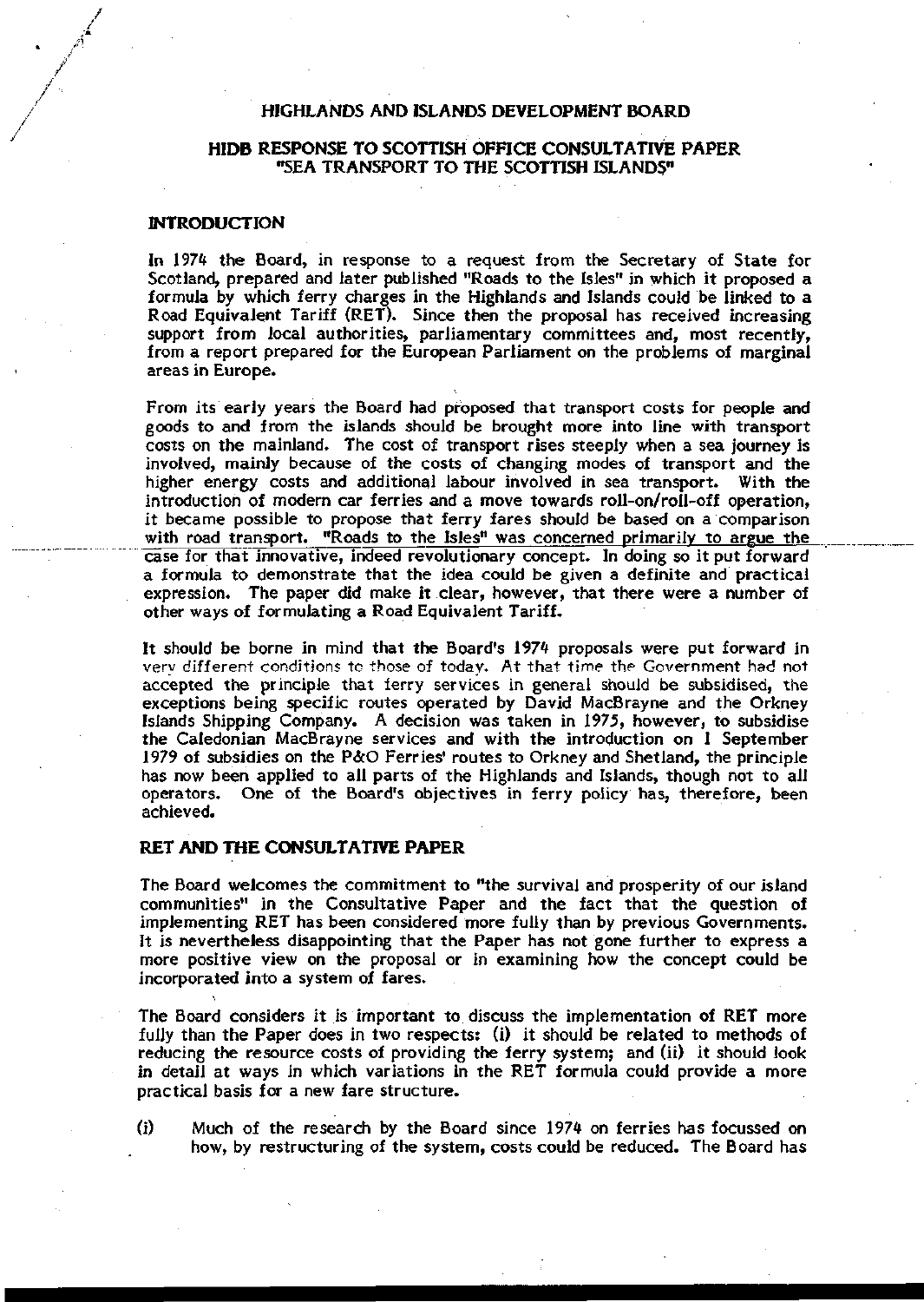# HIGHLANDS AND ISLANDS DEVELOPMENT BOARD

## HIDB RESPONSE TO SCOTTISH OFFICE CONSULTATIVE PAPER "SEA TRANSPORT TO THE SCOTTISH ISLANDS"

### INTRODUCTION

In 1974 the Board, in response to a request from the Secretary of State for Scotland, prepared and later published "Roads to the Isles" in which it proposed a formula by which ferry charges in the Highlands and Islands could be linked to a Road Equivalent Tariff (RET). Since then the proposal has received increasing support from local authorities, parliamentary committees and, most recently, from a report prepared for the European Parliament on the problems of marginal areas in Europe.

From its early years the Board had proposed that transport costs for people and goods to and from the islands should be brought more into line with transport costs on the mainland. The cost of transport rises steeply when a sea journey is involved, mainly because of the costs of changing modes of transport and the higher energy costs and additional labour involved in sea transport. With the introduction of modern car ferries and a move towards roll-on/roll-off operation, it became possible to propose that ferry fares should be based on a comparison with road transport. "Roads to the Isles" was concerned primarily to argue the case for that innovative, indeed revolutionary concept. In doing so it put forward a formula to demonstrate that the idea could be given a definite and practical expression. The paper did make it clear, however, that there were a number of other ways of formulating a Road Equivalent Tariff.

It should be borne in mind that the Board's 1974 proposals were put forward in very different conditions to those of today. At that time the Government had not accepted the principle that ferry services in general should be subsidised, the exceptions being specific routes operated by David MacBrayne and the Orkney Islands Shipping Company. A decision was taken in 1975, however, to subsidise the Caledonian MacBrayne services and with the introduction on 1 September 1979 of subsidies on the P&O Ferries' routes to Orkney and Shetland, the principle has now been applied to all parts of the Highlands and Islands, though not to all operators. One of the Board's objectives in ferry policy has, therefore, been achieved.

### RET AND THE CONSULTATIVE PAPER

The Board welcomes the commitment to "the survival and prosperity of our island communities" in the Consultative Paper and the fact that the question of implementing RET has been considered more fully than by previous Governments. It is nevertheless disappointing that the Paper has not gone further to express a more positive view on the proposal or in examining how the concept could be incorporated into a system of fares.

The Board considers it is important to discuss the implementation of RET more fully than the Paper does in two respects: (i) it should be related to methods of reducing the resource costs of providing the ferry system; and (ii) it should look in detail at ways in which variations in the RET formula could provide a more practical basis for a new fare structure.

(i) Much of the research by the Board since 1974 on ferries has focussed on how, by restructuring of the system, costs could be reduced. The Board has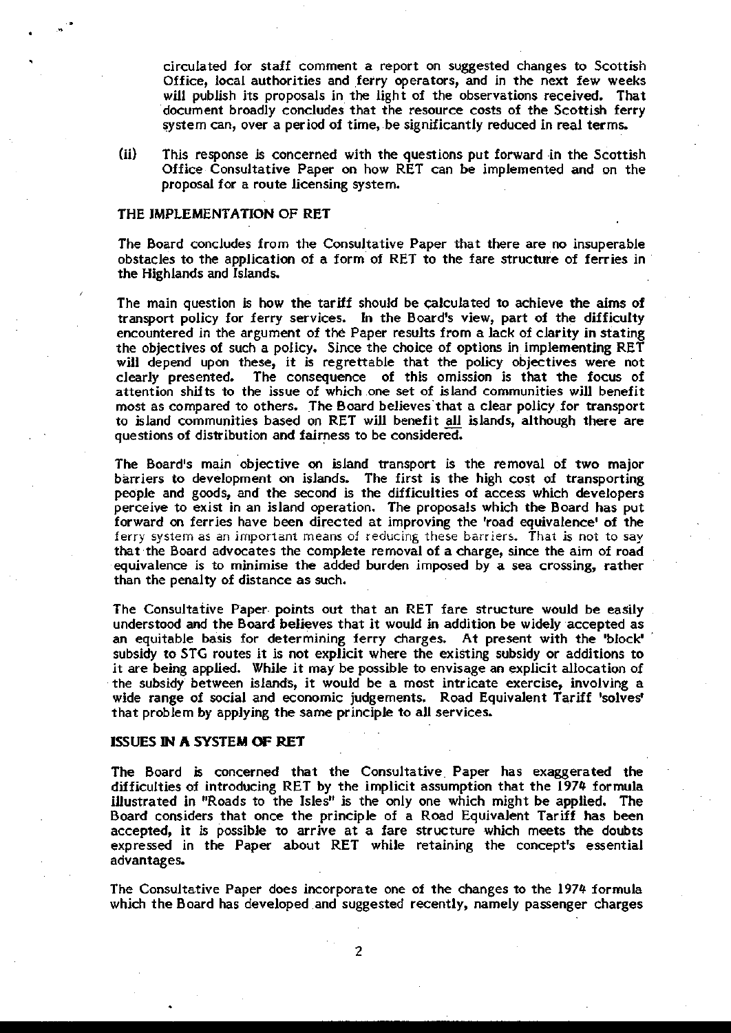circulated for staff comment a report on suggested changes to Scottish Office, local authorities and ferry operators, and in the next few weeks will publish its proposals in the light of the observations received. That document broadly concludes that the resource costs of the Scottish ferry system can, over a period of time, be significantly reduced in real terms.

(ii) This response is concerned with the questions put forward in the Scottish Office Consultative Paper on how RET can be implemented and on the proposal for a route licensing system.

## THE IMPLEMENTATION OF RET

The Board concludes from the Consultative Paper that there are no insuperable obstacles to the application of a form of RET to the fare structure of ferries in the Highlands and Islands.

The main question is how the tariff should be calculated to achieve the aims of transport policy for ferry services. In the Board's view, part of the difficulty encountered in the argument of the Paper results from a lack of clarity in stating the objectives of such a policy. Since the choice of options in implementing RET will depend upon these, it is regrettable that the policy objectives were not clearly presented. The consequence of this omission is that the focus of attention shifts to the issue of which one set of island communities will benefit most as compared to others. The Board believes that a clear policy for transport to island communities based on RET will benefit all islands, although there are questions of distribution and fairness to be considered.

The Board's main objective on island transport is the removal of two major barriers to development on islands. The first is the high cost of transporting people and goods, and the second is the difficulties of access which developers perceive to exist in an island operation. The proposals which the Board has put forward on ferries have been directed at improving the 'road equivalence' of the ferry system as an important means of reducing these barriers. That is not to say that the Board advocates the complete removal of a charge, since the aim of road equivalence is to minimise the added burden imposed by a sea crossing, rather than the penalty of distance as such.

The Consultative Paper points out that an RET fare structure would be easily understood and the Board believes that it would in addition be widely accepted as an equitable basis for determining ferry charges. At present with the 'block' subsidy to STG routes it is not explicit where the existing subsidy or additions to it are being applied. While it may be possible to envisage an explicit allocation of the subsidy between islands, it would be a most intricate exercise, involving a wide range of social and economic judgements. Road Equivalent Tariff 'solves' that problem by applying the same principle to all services.

## ISSUES IN A SYSTEM OF RET

The Board is concerned that the Consultative Paper has exaggerated the difficulties of introducing RET by the implicit assumption that the 1974 formula illustrated in "Roads to the Isles" is the only one which might be applied. The Board considers that once the principle of a Road Equivalent Tariff has been accepted, it is possible to arrive at a fare structure which meets the doubts expressed in the Paper about RET while retaining the concept's essential advantages.

The Consultative Paper does incorporate one of the changes to the 1974 formula which the Board has developed and suggested recently, namely passenger charges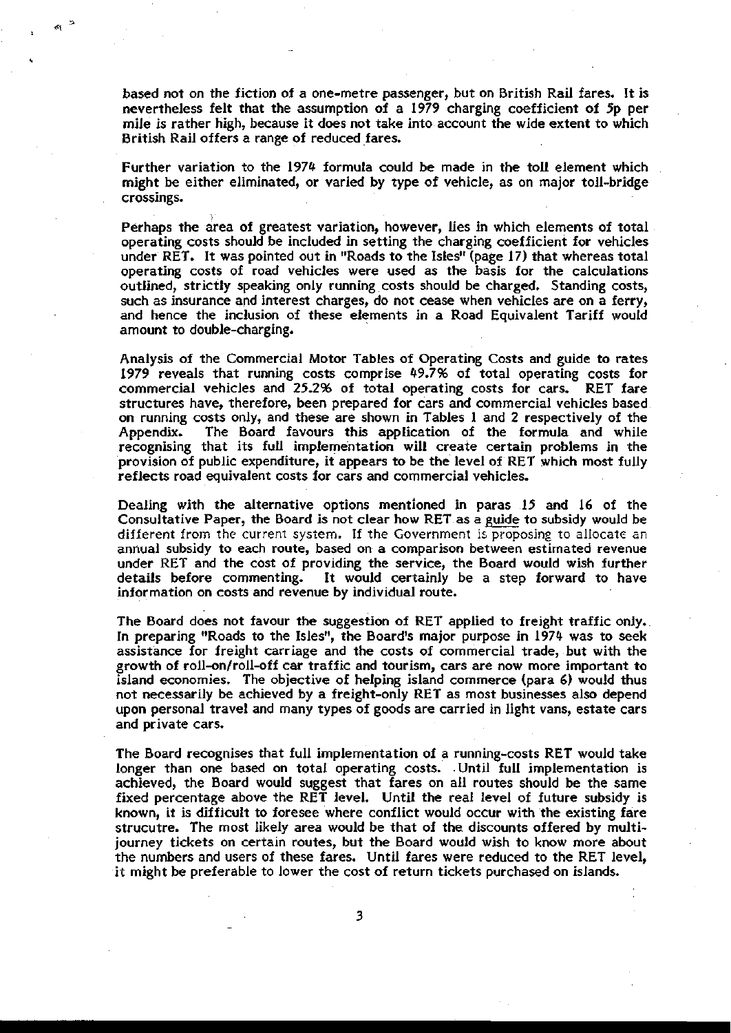based not on the fiction of a one-metre passenger, but on British Rail fares. It is nevertheless felt that the assumption of a 1979 charging coefficient of 5p per mile is rather high, because it does not take into account the wide extent to which British Rail offers a range of reduced fares.

Further variation to the 1974 formula could be made in the toll element which might be either eliminated, or varied by type of vehicle, as on major toll-bridge crossings.

Perhaps the area of greatest variation, however, lies in which elements of total operating costs should be included in setting the charging coefficient for vehicles under RET. It was pointed out in "Roads to the Isles" (page 17) that whereas total operating costs of road vehicles were used as the basis for the calculations outlined, strictly speaking only running costs should be charged. Standing costs, such as insurance and interest charges, do not cease when vehicles are on a ferry, and hence the inclusion of these elements in a Road Equivalent Tariff would amount to double-charging.

Analysis of the Commercial Motor Tables of Operating Costs and guide to rates 1979 reveals that running costs comprise 49.7% of total operating costs for commercial vehicles and 25.2% of total operating costs for cars. RET fare structures have, therefore, been prepared for cars and commercial vehicles based on running costs only, and these are shown in Tables 1 and 2 respectively of the Appendix. The Board favours this application of the formula and while recognising that its full implementation will create certain problems in the provision of public expenditure, it appears to be the level of RET which most fully reflects road equivalent costs for cars and commercial vehicles.

Dealing with the alternative options mentioned in paras 15 and 16 of the Consultative Paper, the Board is not clear how RET as a guide to subsidy would be different from the current system. If the Government is proposing to allocate an annual subsidy to each route, based on a comparison between estimated revenue under RET and the cost of providing the service, the Board would wish further details before commenting. It would certainly be a step forward to have information on costs and revenue by individual route.

The Board does not favour the suggestion of RET applied to freight traffic only. In preparing "Roads to the Isles", the Board's major purpose in 1974 was to seek assistance for freight carriage and the costs of commercial trade, but with the growth of roll-on/roll-off car traffic and tourism, cars are now more important to island economies. The objective of helping island commerce (para 6) would thus not necessarily be achieved by a freight-only RET as most businesses also depend upon personal travel and many types of goods are carried in light vans, estate cars and private cars.

The Board recognises that full implementation of a running-costs RET would take longer than one based on total operating costs. Until full implementation is achieved, the Board would suggest that fares on all routes should be the same fixed percentage above the RET level. Until the real level of future subsidy is known, it is difficult to foresee where conflict would occur with the existing fare strucutre. The most likely area would be that of the discounts offered by multi-journey tickets on certain routes, but the Board would wish to know more about the numbers and users of these fares. Until fares were reduced to the RET level, it might be preferable to lower the cost of return tickets purchased on islands.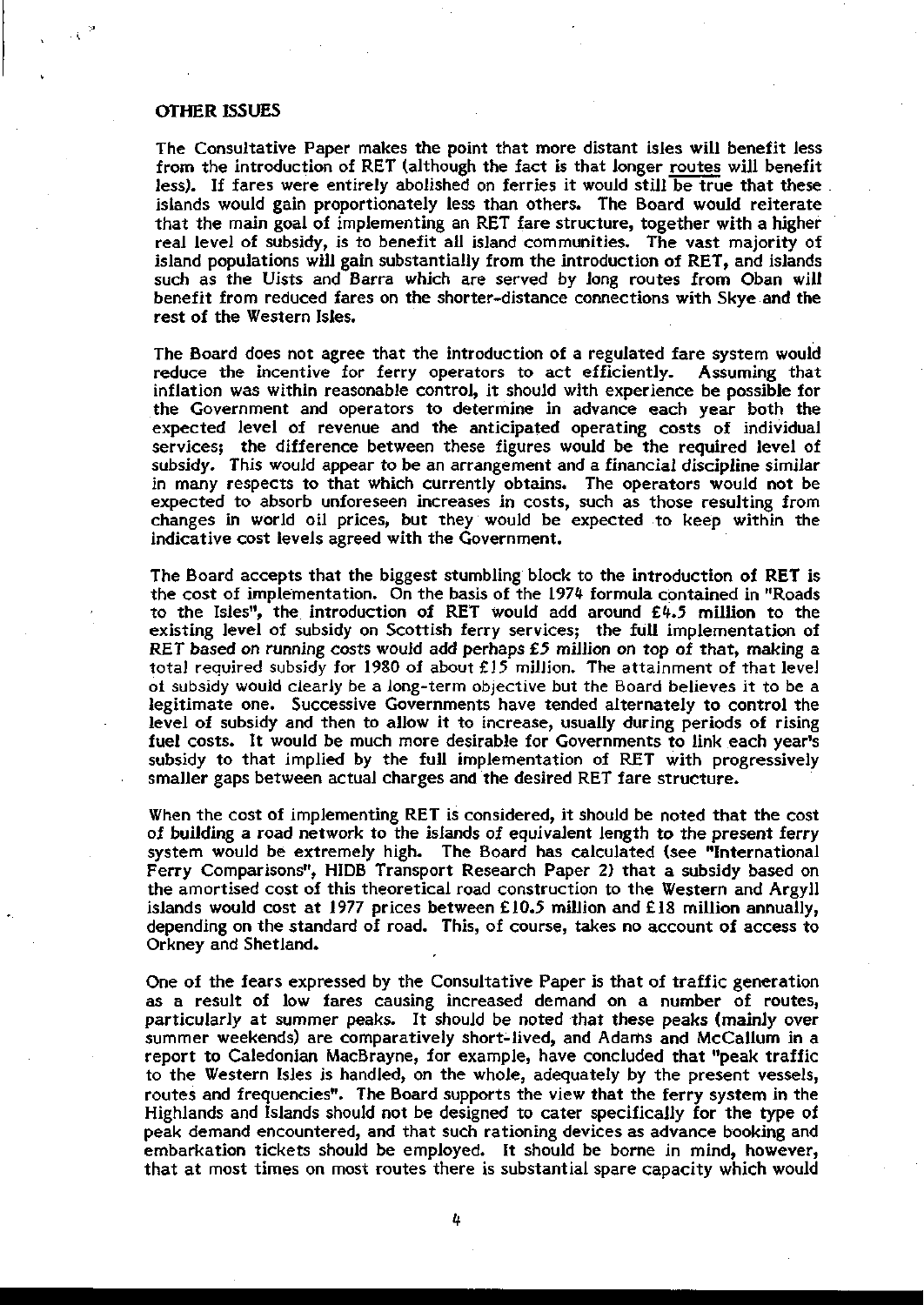## OTHER ISSUES

The Consultative Paper makes the point that more distant isles will benefit less from the introduction of RET (although the fact is that longer <u>routes</u> will benefit less). If fares were entirely abolished on ferries it would still be true that these islands would gain proportionately less than others. The Board would reiterate that the main goal of implementing an RET fare structure, together with a higher real level of subsidy, is to benefit all island communities. The vast majority of island populations will gain substantially from the introduction of RET, and islands such as the Uists and Barra which are served by long routes from Oban will benefit from reduced fares on the shorter-distance connections with Skye and the rest of the Western Isles.

The Board does not agree that the introduction of a regulated fare system would reduce the incentive for ferry operators to act efficiently. Assuming that inflation was within reasonable control, it should with experience be possible for the Government and operators to determine in advance each year both the expected level of revenue and the anticipated operating costs of individual services; the difference between these figures would be the required level of subsidy. This would appear to be an arrangement and a financial discipline similar in many respects to that which currently obtains. The operators would not be expected to absorb unforeseen increases in costs, such as those resulting from changes in world oil prices, but they would be expected to keep within the indicative cost levels agreed with the Government.

The Board accepts that the biggest stumbling block to the introduction of RET is the cost of implementation. On the basis of the 1974 formula contained in "Roads to the Isles", the introduction of RET would add around £4.5 million to the existing level of subsidy on Scottish ferry services; the full implementation of RET based on running costs would add perhaps £5 million on top of that, making a total required subsidy for 1980 of about £15 million. The attainment of that level of subsidy would clearly be a long-term objective but the Board believes it to be a legitimate one. Successive Governments have tended alternately to control the level of subsidy and then to allow it to increase, usually during periods of rising fuel costs. It would be much more desirable for Governments to link each year's subsidy to that implied by the full implementation of RET with progressively smaller gaps between actual charges and the desired RET fare structure.

When the cost of implementing RET is considered, it should be noted that the cost of building a road network to the islands of equivalent length to the present ferry system would be extremely high. The Board has calculated (see "International Ferry Comparisons", HIDB Transport Research Paper 2) that a subsidy based on the amortised cost of this theoretical road construction to the Western and Argyll islands would cost at 1977 prices between £10.5 million and £18 million annually, depending on the standard of road. This, of course, takes no account of access to Orkney and Shetland.

One of the fears expressed by the Consultative Paper is that of traffic generation as a result of low fares causing increased demand on a number of routes, particularly at summer peaks. It should be noted that these peaks (mainly over summer weekends) are comparatively short-lived, and Adams and McCallum in a report to Caledonian MacBrayne, for example, have concluded that "peak traffic to the Western Isles is handled, on the whole, adequately by the present vessels, routes and frequencies". The Board supports the view that the ferry system in the Highlands and Islands should not be designed to cater specifically for the type of peak demand encountered, and that such rationing devices as advance booking and embarkation tickets should be employed. It should be borne in mind, however, that at most times on most routes there is substantial spare capacity which would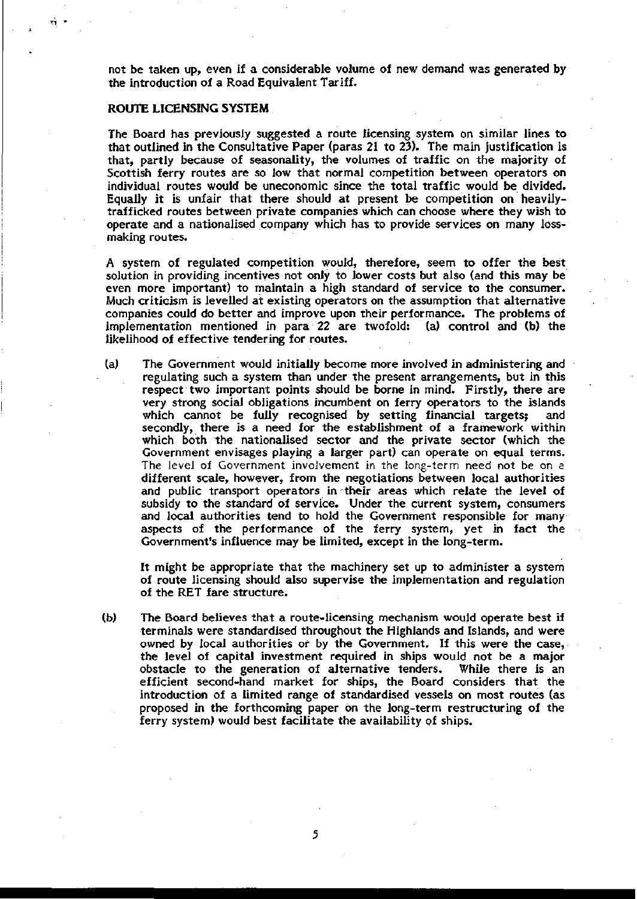not be taken up, even if a considerable volume of new demand was generated by the introduction of a Road Equivalent Tariff.

## ROUTE LICENSING SYSTEM

The Board has previously suggested a route licensing system on similar lines to that outlined in the Consultative Paper (paras 21 to 23). The main justification is that, partly because of seasonality, the volumes of traffic on the majority of Scottish ferry routes are so low that normal competition between operators on individual routes would be uneconomic since the total traffic would be divided. Equally it is unfair that there should at present be competition on heavily-trafficked routes between private companies which can choose where they wish to operate and a nationalised company which has to provide services on many loss-making routes.

A system of regulated competition would, therefore, seem to offer the best solution in providing incentives not only to lower costs but also (and this may be even more important) to maintain a high standard of service to the consumer. Much criticism is levelled at existing operators on the assumption that alternative companies could do better and improve upon their performance. The problems of implementation mentioned in para 22 are twofold: (a) control and (b) the likelihood of effective tendering for routes.

(a) The Government would initially become more involved in administering and regulating such a system than under the present arrangements, but in this respect two important points should be borne in mind. Firstly, there are very strong social obligations incumbent on ferry operators to the islands which cannot be fully recognised by setting financial targets; and secondly, there is a need for the establishment of a framework within which both the nationalised sector and the private sector (which the Government envisages playing a larger part) can operate on equal terms. The level of Government involvement in the long-term need not be on a different scale, however, from the negotiations between local authorities and public transport operators in their areas which relate the level of subsidy to the standard of service. Under the current system, consumers and local authorities tend to hold the Government responsible for many aspects of the performance of the ferry system, yet in fact the Government's influence may be limited, except in the long-term.

    It might be appropriate that the machinery set up to administer a system of route licensing should also supervise the implementation and regulation of the RET fare structure.

(b) The Board believes that a route-licensing mechanism would operate best if terminals were standardised throughout the Highlands and Islands, and were owned by local authorities or by the Government. If this were the case, the level of capital investment required in ships would not be a major obstacle to the generation of alternative tenders. While there is an efficient second-hand market for ships, the Board considers that the introduction of a limited range of standardised vessels on most routes (as proposed in the forthcoming paper on the long-term restructuring of the ferry system) would best facilitate the availability of ships.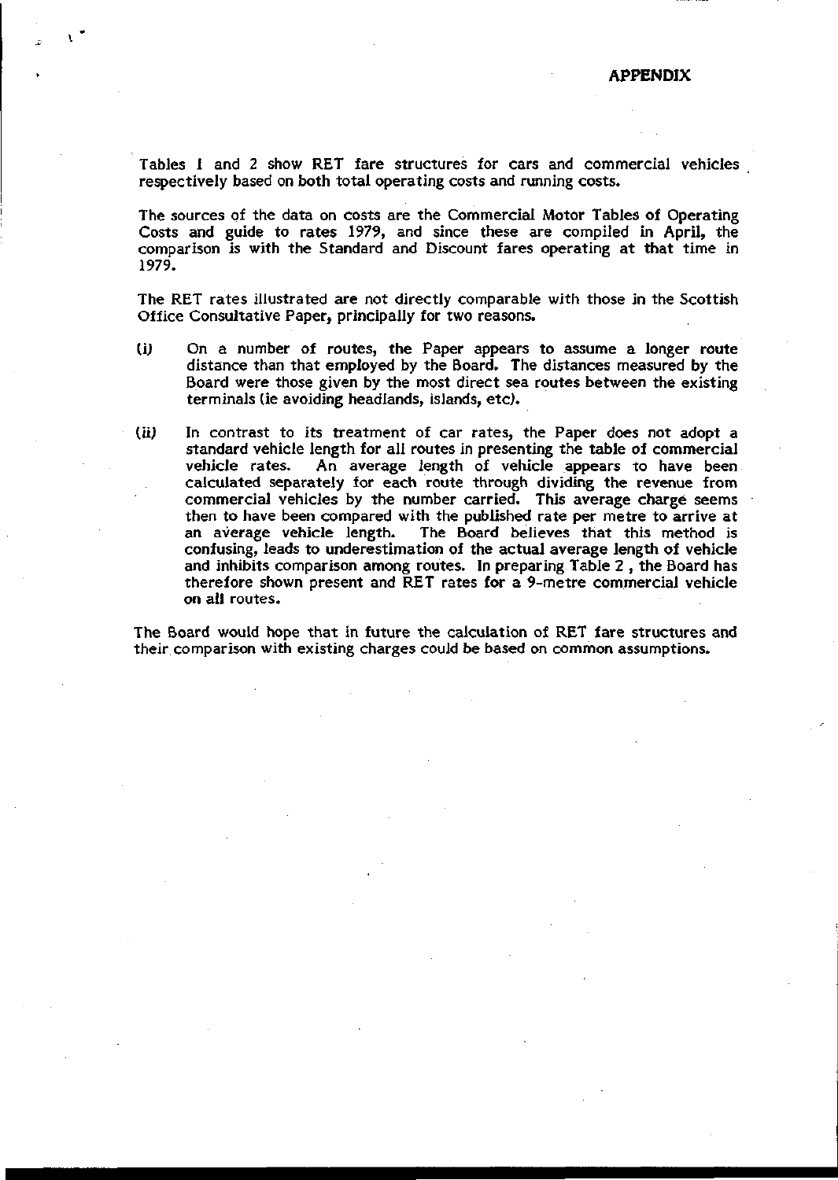# APPENDIX

Tables 1 and 2 show RET fare structures for cars and commercial vehicles respectively based on both total operating costs and running costs.

The sources of the data on costs are the Commercial Motor Tables of Operating Costs and guide to rates 1979, and since these are compiled in April, the comparison is with the Standard and Discount fares operating at that time in 1979.

The RET rates illustrated are not directly comparable with those in the Scottish Office Consultative Paper, principally for two reasons.

(i) On a number of routes, the Paper appears to assume a longer route distance than that employed by the Board. The distances measured by the Board were those given by the most direct sea routes between the existing terminals (ie avoiding headlands, islands, etc).

(ii) In contrast to its treatment of car rates, the Paper does not adopt a standard vehicle length for all routes in presenting the table of commercial vehicle rates. An average length of vehicle appears to have been calculated separately for each route through dividing the revenue from commercial vehicles by the number carried. This average charge seems then to have been compared with the published rate per metre to arrive at an average vehicle length. The Board believes that this method is confusing, leads to underestimation of the actual average length of vehicle and inhibits comparison among routes. In preparing Table 2, the Board has therefore shown present and RET rates for a 9-metre commercial vehicle on all routes.

The Board would hope that in future the calculation of RET fare structures and their comparison with existing charges could be based on common assumptions.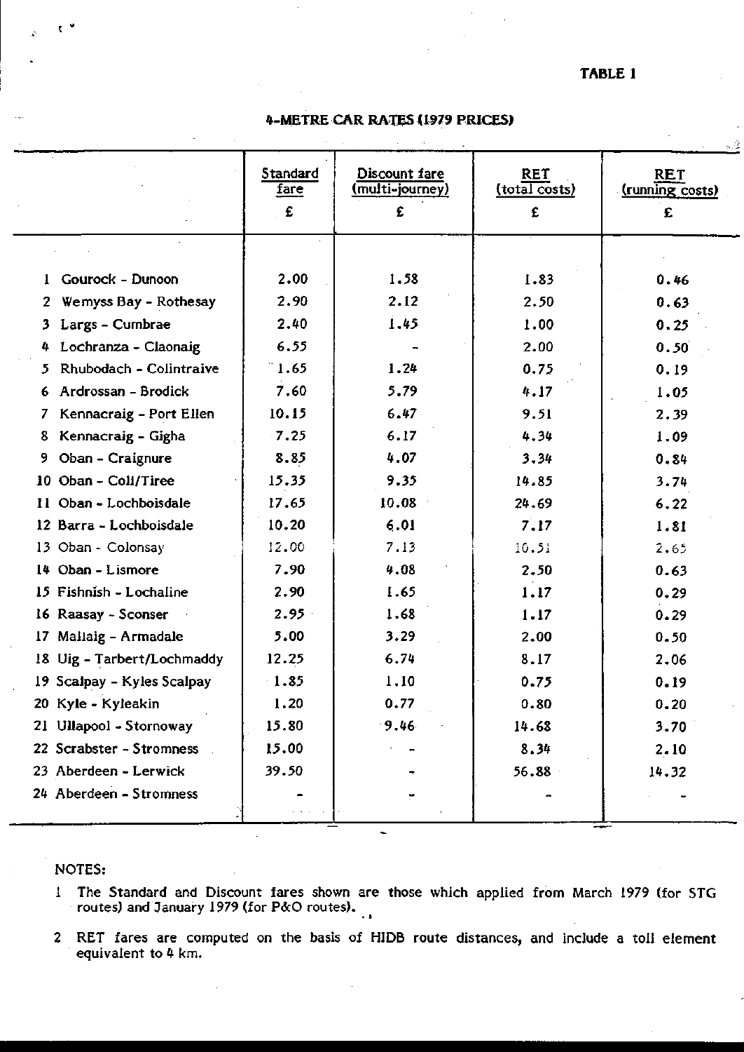TABLE 1

## 4-METRE CAR RATES (1979 PRICES)

| | Standard fare £ | Discount fare (multi-journey) £ | RET (total costs) £ | RET (running costs) £ |
|---|---|---|---|---|
| 1 Gourock - Dunoon | 2.00 | 1.58 | 1.83 | 0.46 |
| 2 Wemyss Bay - Rothesay | 2.90 | 2.12 | 2.50 | 0.63 |
| 3 Largs - Cumbrae | 2.40 | 1.45 | 1.00 | 0.25 |
| 4 Lochranza - Claonaig | 6.55 | - | 2.00 | 0.50 |
| 5 Rhubodach - Colintraive | 1.65 | 1.24 | 0.75 | 0.19 |
| 6 Ardrossan - Brodick | 7.60 | 5.79 | 4.17 | 1.05 |
| 7 Kennacraig - Port Ellen | 10.15 | 6.47 | 9.51 | 2.39 |
| 8 Kennacraig - Gigha | 7.25 | 6.17 | 4.34 | 1.09 |
| 9 Oban - Craignure | 8.85 | 4.07 | 3.34 | 0.84 |
| 10 Oban - Coll/Tiree | 15.35 | 9.35 | 14.85 | 3.74 |
| 11 Oban - Lochboisdale | 17.65 | 10.08 | 24.69 | 6.22 |
| 12 Barra - Lochboisdale | 10.20 | 6.01 | 7.17 | 1.81 |
| 13 Oban - Colonsay | 12.00 | 7.13 | 10.51 | 2.65 |
| 14 Oban - Lismore | 7.90 | 4.08 | 2.50 | 0.63 |
| 15 Fishnish - Lochaline | 2.90 | 1.65 | 1.17 | 0.29 |
| 16 Raasay - Sconser | 2.95 | 1.68 | 1.17 | 0.29 |
| 17 Mallaig - Armadale | 5.00 | 3.29 | 2.00 | 0.50 |
| 18 Uig - Tarbert/Lochmaddy | 12.25 | 6.74 | 8.17 | 2.06 |
| 19 Scalpay - Kyles Scalpay | 1.85 | 1.10 | 0.75 | 0.19 |
| 20 Kyle - Kyleakin | 1.20 | 0.77 | 0.80 | 0.20 |
| 21 Ullapool - Stornoway | 15.80 | 9.46 | 14.68 | 3.70 |
| 22 Scrabster - Stromness | 15.00 | - | 8.34 | 2.10 |
| 23 Aberdeen - Lerwick | 39.50 | - | 56.88 | 14.32 |
| 24 Aberdeen - Stromness | - | - | - | - |

NOTES:

1 The Standard and Discount fares shown are those which applied from March 1979 (for STG routes) and January 1979 (for P&O routes).

2 RET fares are computed on the basis of HIDB route distances, and include a toll element equivalent to 4 km.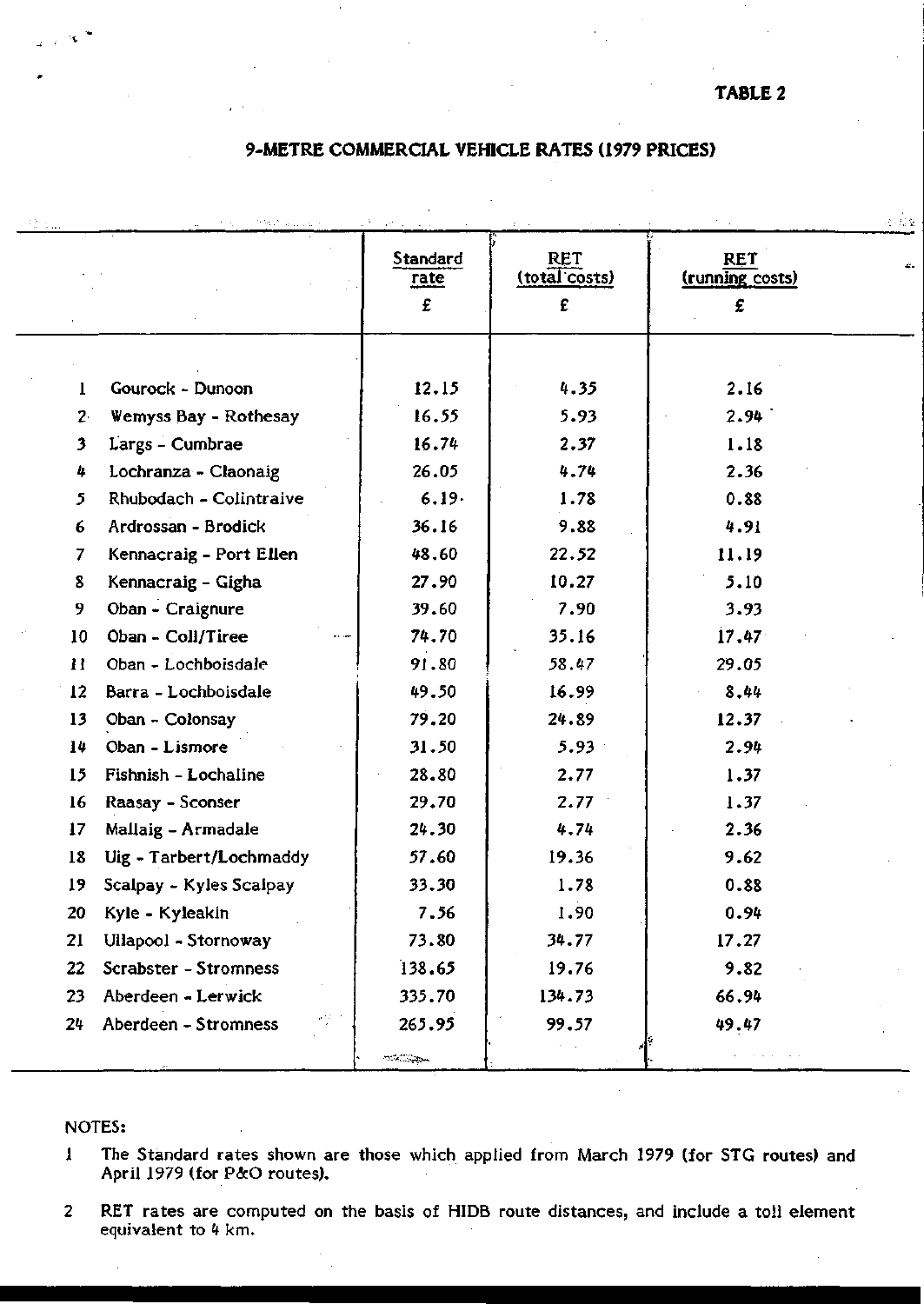**TABLE 2**

## 9-METRE COMMERCIAL VEHICLE RATES (1979 PRICES)

| | | Standard rate £ | RET (total costs) £ | RET (running costs) £ |
|---|---|---|---|---|
| 1 | Gourock - Dunoon | 12.15 | 4.35 | 2.16 |
| 2 | Wemyss Bay - Rothesay | 16.55 | 5.93 | 2.94 |
| 3 | Largs - Cumbrae | 16.74 | 2.37 | 1.18 |
| 4 | Lochranza - Claonaig | 26.05 | 4.74 | 2.36 |
| 5 | Rhubodach - Colintraive | 6.19 | 1.78 | 0.88 |
| 6 | Ardrossan - Brodick | 36.16 | 9.88 | 4.91 |
| 7 | Kennacraig - Port Ellen | 48.60 | 22.52 | 11.19 |
| 8 | Kennacraig - Gigha | 27.90 | 10.27 | 5.10 |
| 9 | Oban - Craignure | 39.60 | 7.90 | 3.93 |
| 10 | Oban - Coll/Tiree | 74.70 | 35.16 | 17.47 |
| 11 | Oban - Lochboisdale | 91.80 | 58.47 | 29.05 |
| 12 | Barra - Lochboisdale | 49.50 | 16.99 | 8.44 |
| 13 | Oban - Colonsay | 79.20 | 24.89 | 12.37 |
| 14 | Oban - Lismore | 31.50 | 5.93 | 2.94 |
| 15 | Fishnish - Lochaline | 28.80 | 2.77 | 1.37 |
| 16 | Raasay - Sconser | 29.70 | 2.77 | 1.37 |
| 17 | Mallaig - Armadale | 24.30 | 4.74 | 2.36 |
| 18 | Uig - Tarbert/Lochmaddy | 57.60 | 19.36 | 9.62 |
| 19 | Scalpay - Kyles Scalpay | 33.30 | 1.78 | 0.88 |
| 20 | Kyle - Kyleakin | 7.56 | 1.90 | 0.94 |
| 21 | Ullapool - Stornoway | 73.80 | 34.77 | 17.27 |
| 22 | Scrabster - Stromness | 138.65 | 19.76 | 9.82 |
| 23 | Aberdeen - Lerwick | 335.70 | 134.73 | 66.94 |
| 24 | Aberdeen - Stromness | 265.95 | 99.57 | 49.47 |

NOTES:

1 The Standard rates shown are those which applied from March 1979 (for STG routes) and April 1979 (for P&O routes).

2 RET rates are computed on the basis of HIDB route distances, and include a toll element equivalent to 4 km.